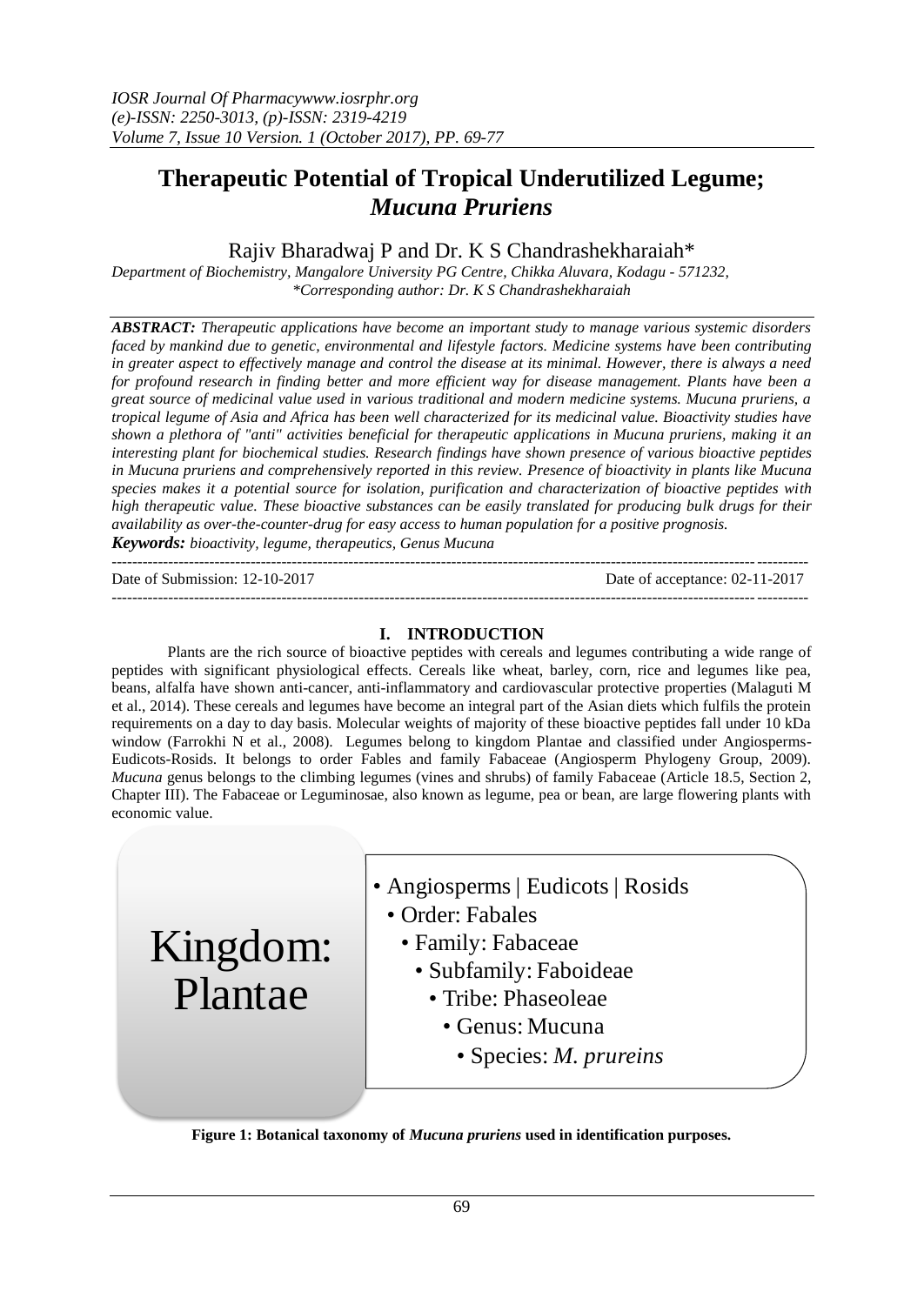# Therapeutic Potential of Tropical Underutilized Legume; *Mucuna Pruriens*

Rajiv Bharadwaj P and Dr. K S Chandrashekharaiah*

*Department of Biochemistry, Mangalore University PG Centre, Chikka Aluvara, Kodagu - 571232,*
*\*Corresponding author: Dr. K S Chandrashekharaiah*

***ABSTRACT:*** *Therapeutic applications have become an important study to manage various systemic disorders faced by mankind due to genetic, environmental and lifestyle factors. Medicine systems have been contributing in greater aspect to effectively manage and control the disease at its minimal. However, there is always a need for profound research in finding better and more efficient way for disease management. Plants have been a great source of medicinal value used in various traditional and modern medicine systems. Mucuna pruriens, a tropical legume of Asia and Africa has been well characterized for its medicinal value. Bioactivity studies have shown a plethora of "anti" activities beneficial for therapeutic applications in Mucuna pruriens, making it an interesting plant for biochemical studies. Research findings have shown presence of various bioactive peptides in Mucuna pruriens and comprehensively reported in this review. Presence of bioactivity in plants like Mucuna species makes it a potential source for isolation, purification and characterization of bioactive peptides with high therapeutic value. These bioactive substances can be easily translated for producing bulk drugs for their availability as over-the-counter-drug for easy access to human population for a positive prognosis.*

***Keywords:*** *bioactivity, legume, therapeutics, Genus Mucuna*

---

Date of Submission: 12-10-2017 Date of acceptance: 02-11-2017

---

## I. INTRODUCTION

Plants are the rich source of bioactive peptides with cereals and legumes contributing a wide range of peptides with significant physiological effects. Cereals like wheat, barley, corn, rice and legumes like pea, beans, alfalfa have shown anti-cancer, anti-inflammatory and cardiovascular protective properties (Malaguti M et al., 2014). These cereals and legumes have become an integral part of the Asian diets which fulfils the protein requirements on a day to day basis. Molecular weights of majority of these bioactive peptides fall under 10 kDa window (Farrokhi N et al., 2008). Legumes belong to kingdom Plantae and classified under Angiosperms-Eudicots-Rosids. It belongs to order Fables and family Fabaceae (Angiosperm Phylogeny Group, 2009). *Mucuna* genus belongs to the climbing legumes (vines and shrubs) of family Fabaceae (Article 18.5, Section 2, Chapter III). The Fabaceae or Leguminosae, also known as legume, pea or bean, are large flowering plants with economic value.

Kingdom: Plantae

- Angiosperms | Eudicots | Rosids
  - Order: Fabales
    - Family: Fabaceae
      - Subfamily: Faboideae
        - Tribe: Phaseoleae
          - Genus: Mucuna
            - Species: *M. prureins*

**Figure 1: Botanical taxonomy of *Mucuna pruriens* used in identification purposes.**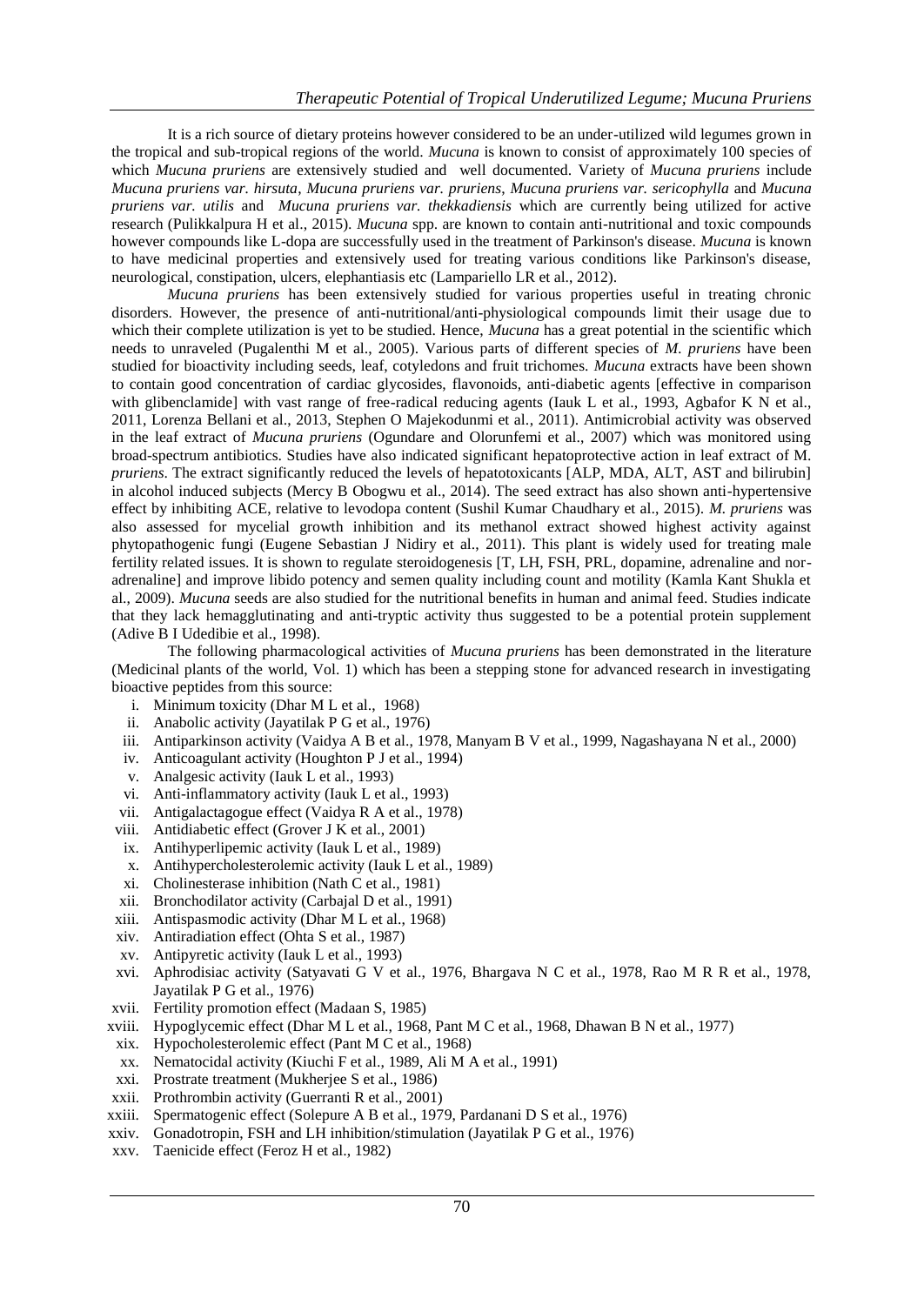It is a rich source of dietary proteins however considered to be an under-utilized wild legumes grown in the tropical and sub-tropical regions of the world. *Mucuna* is known to consist of approximately 100 species of which *Mucuna pruriens* are extensively studied and well documented. Variety of *Mucuna pruriens* include *Mucuna pruriens var. hirsuta*, *Mucuna pruriens var. pruriens*, *Mucuna pruriens var. sericophylla* and *Mucuna pruriens var. utilis* and *Mucuna pruriens var. thekkadiensis* which are currently being utilized for active research (Pulikkalpura H et al., 2015). *Mucuna* spp. are known to contain anti-nutritional and toxic compounds however compounds like L-dopa are successfully used in the treatment of Parkinson's disease. *Mucuna* is known to have medicinal properties and extensively used for treating various conditions like Parkinson's disease, neurological, constipation, ulcers, elephantiasis etc (Lampariello LR et al., 2012).

*Mucuna pruriens* has been extensively studied for various properties useful in treating chronic disorders. However, the presence of anti-nutritional/anti-physiological compounds limit their usage due to which their complete utilization is yet to be studied. Hence, *Mucuna* has a great potential in the scientific which needs to unraveled (Pugalenthi M et al., 2005). Various parts of different species of *M. pruriens* have been studied for bioactivity including seeds, leaf, cotyledons and fruit trichomes. *Mucuna* extracts have been shown to contain good concentration of cardiac glycosides, flavonoids, anti-diabetic agents [effective in comparison with glibenclamide] with vast range of free-radical reducing agents (Iauk L et al., 1993, Agbafor K N et al., 2011, Lorenza Bellani et al., 2013, Stephen O Majekodunmi et al., 2011). Antimicrobial activity was observed in the leaf extract of *Mucuna pruriens* (Ogundare and Olorunfemi et al., 2007) which was monitored using broad-spectrum antibiotics. Studies have also indicated significant hepatoprotective action in leaf extract of M. *pruriens*. The extract significantly reduced the levels of hepatotoxicants [ALP, MDA, ALT, AST and bilirubin] in alcohol induced subjects (Mercy B Obogwu et al., 2014). The seed extract has also shown anti-hypertensive effect by inhibiting ACE, relative to levodopa content (Sushil Kumar Chaudhary et al., 2015). *M. pruriens* was also assessed for mycelial growth inhibition and its methanol extract showed highest activity against phytopathogenic fungi (Eugene Sebastian J Nidiry et al., 2011). This plant is widely used for treating male fertility related issues. It is shown to regulate steroidogenesis [T, LH, FSH, PRL, dopamine, adrenaline and nor-adrenaline] and improve libido potency and semen quality including count and motility (Kamla Kant Shukla et al., 2009). *Mucuna* seeds are also studied for the nutritional benefits in human and animal feed. Studies indicate that they lack hemagglutinating and anti-tryptic activity thus suggested to be a potential protein supplement (Adive B I Udedibie et al., 1998).

The following pharmacological activities of *Mucuna pruriens* has been demonstrated in the literature (Medicinal plants of the world, Vol. 1) which has been a stepping stone for advanced research in investigating bioactive peptides from this source:

i. Minimum toxicity (Dhar M L et al., 1968)
ii. Anabolic activity (Jayatilak P G et al., 1976)
iii. Antiparkinson activity (Vaidya A B et al., 1978, Manyam B V et al., 1999, Nagashayana N et al., 2000)
iv. Anticoagulant activity (Houghton P J et al., 1994)
v. Analgesic activity (Iauk L et al., 1993)
vi. Anti-inflammatory activity (Iauk L et al., 1993)
vii. Antigalactagogue effect (Vaidya R A et al., 1978)
viii. Antidiabetic effect (Grover J K et al., 2001)
ix. Antihyperlipemic activity (Iauk L et al., 1989)
x. Antihypercholesterolemic activity (Iauk L et al., 1989)
xi. Cholinesterase inhibition (Nath C et al., 1981)
xii. Bronchodilator activity (Carbajal D et al., 1991)
xiii. Antispasmodic activity (Dhar M L et al., 1968)
xiv. Antiradiation effect (Ohta S et al., 1987)
xv. Antipyretic activity (Iauk L et al., 1993)
xvi. Aphrodisiac activity (Satyavati G V et al., 1976, Bhargava N C et al., 1978, Rao M R R et al., 1978, Jayatilak P G et al., 1976)
xvii. Fertility promotion effect (Madaan S, 1985)
xviii. Hypoglycemic effect (Dhar M L et al., 1968, Pant M C et al., 1968, Dhawan B N et al., 1977)
xix. Hypocholesterolemic effect (Pant M C et al., 1968)
xx. Nematocidal activity (Kiuchi F et al., 1989, Ali M A et al., 1991)
xxi. Prostrate treatment (Mukherjee S et al., 1986)
xxii. Prothrombin activity (Guerranti R et al., 2001)
xxiii. Spermatogenic effect (Solepure A B et al., 1979, Pardanani D S et al., 1976)
xxiv. Gonadotropin, FSH and LH inhibition/stimulation (Jayatilak P G et al., 1976)
xxv. Taenicide effect (Feroz H et al., 1982)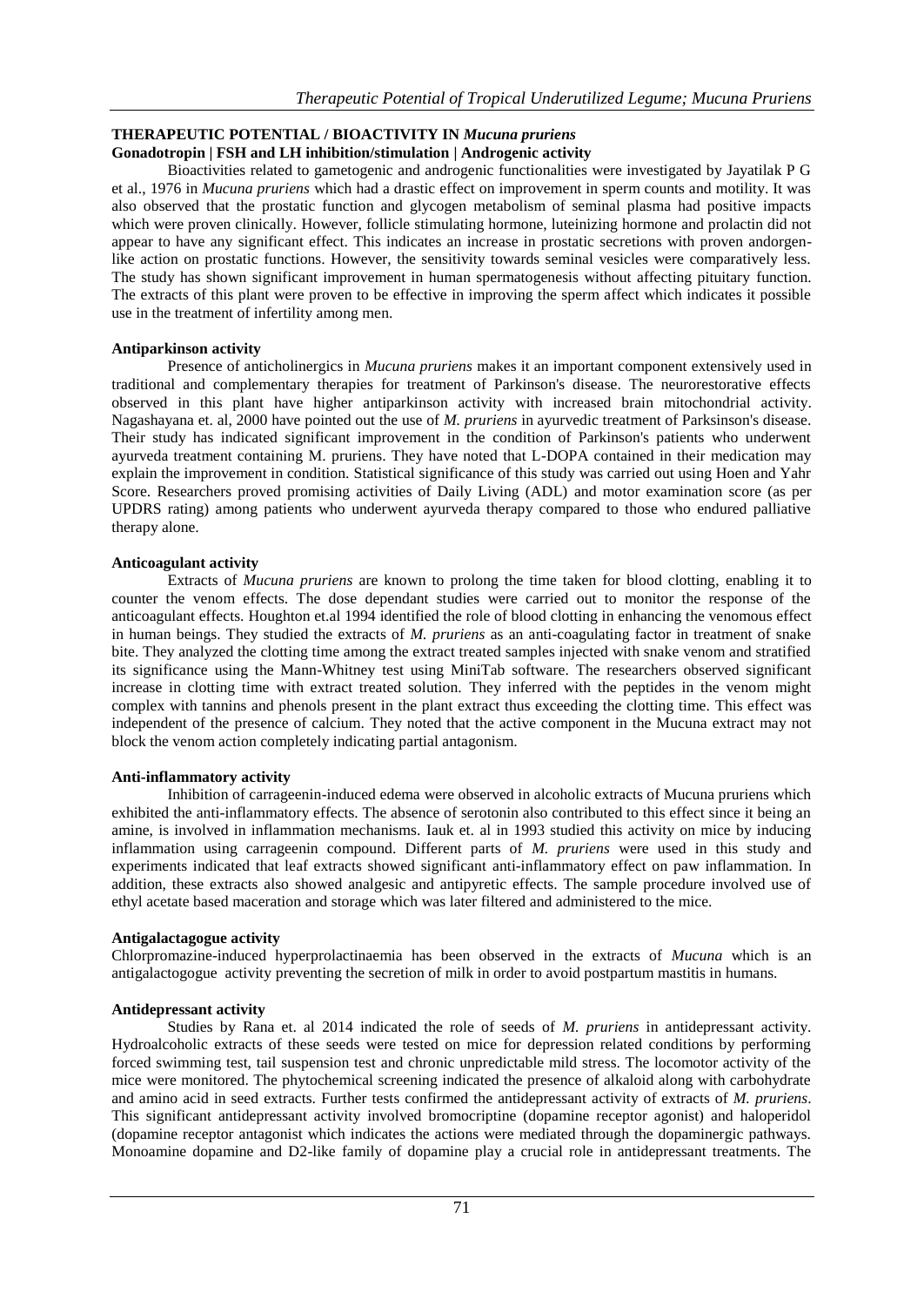## THERAPEUTIC POTENTIAL / BIOACTIVITY IN *Mucuna pruriens*

### Gonadotropin | FSH and LH inhibition/stimulation | Androgenic activity

Bioactivities related to gametogenic and androgenic functionalities were investigated by Jayatilak P G et al., 1976 in *Mucuna pruriens* which had a drastic effect on improvement in sperm counts and motility. It was also observed that the prostatic function and glycogen metabolism of seminal plasma had positive impacts which were proven clinically. However, follicle stimulating hormone, luteinizing hormone and prolactin did not appear to have any significant effect. This indicates an increase in prostatic secretions with proven andorgen-like action on prostatic functions. However, the sensitivity towards seminal vesicles were comparatively less. The study has shown significant improvement in human spermatogenesis without affecting pituitary function. The extracts of this plant were proven to be effective in improving the sperm affect which indicates it possible use in the treatment of infertility among men.

### Antiparkinson activity

Presence of anticholinergics in *Mucuna pruriens* makes it an important component extensively used in traditional and complementary therapies for treatment of Parkinson's disease. The neurorestorative effects observed in this plant have higher antiparkinson activity with increased brain mitochondrial activity. Nagashayana et. al, 2000 have pointed out the use of *M. pruriens* in ayurvedic treatment of Parksinson's disease. Their study has indicated significant improvement in the condition of Parkinson's patients who underwent ayurveda treatment containing M. pruriens. They have noted that L-DOPA contained in their medication may explain the improvement in condition. Statistical significance of this study was carried out using Hoen and Yahr Score. Researchers proved promising activities of Daily Living (ADL) and motor examination score (as per UPDRS rating) among patients who underwent ayurveda therapy compared to those who endured palliative therapy alone.

### Anticoagulant activity

Extracts of *Mucuna pruriens* are known to prolong the time taken for blood clotting, enabling it to counter the venom effects. The dose dependant studies were carried out to monitor the response of the anticoagulant effects. Houghton et.al 1994 identified the role of blood clotting in enhancing the venomous effect in human beings. They studied the extracts of *M. pruriens* as an anti-coagulating factor in treatment of snake bite. They analyzed the clotting time among the extract treated samples injected with snake venom and stratified its significance using the Mann-Whitney test using MiniTab software. The researchers observed significant increase in clotting time with extract treated solution. They inferred with the peptides in the venom might complex with tannins and phenols present in the plant extract thus exceeding the clotting time. This effect was independent of the presence of calcium. They noted that the active component in the Mucuna extract may not block the venom action completely indicating partial antagonism.

### Anti-inflammatory activity

Inhibition of carrageenin-induced edema were observed in alcoholic extracts of Mucuna pruriens which exhibited the anti-inflammatory effects. The absence of serotonin also contributed to this effect since it being an amine, is involved in inflammation mechanisms. Iauk et. al in 1993 studied this activity on mice by inducing inflammation using carrageenin compound. Different parts of *M. pruriens* were used in this study and experiments indicated that leaf extracts showed significant anti-inflammatory effect on paw inflammation. In addition, these extracts also showed analgesic and antipyretic effects. The sample procedure involved use of ethyl acetate based maceration and storage which was later filtered and administered to the mice.

### Antigalactagogue activity

Chlorpromazine-induced hyperprolactinaemia has been observed in the extracts of *Mucuna* which is an antigalactogogue activity preventing the secretion of milk in order to avoid postpartum mastitis in humans.

### Antidepressant activity

Studies by Rana et. al 2014 indicated the role of seeds of *M. pruriens* in antidepressant activity. Hydroalcoholic extracts of these seeds were tested on mice for depression related conditions by performing forced swimming test, tail suspension test and chronic unpredictable mild stress. The locomotor activity of the mice were monitored. The phytochemical screening indicated the presence of alkaloid along with carbohydrate and amino acid in seed extracts. Further tests confirmed the antidepressant activity of extracts of *M. pruriens*. This significant antidepressant activity involved bromocriptine (dopamine receptor agonist) and haloperidol (dopamine receptor antagonist which indicates the actions were mediated through the dopaminergic pathways. Monoamine dopamine and D2-like family of dopamine play a crucial role in antidepressant treatments. The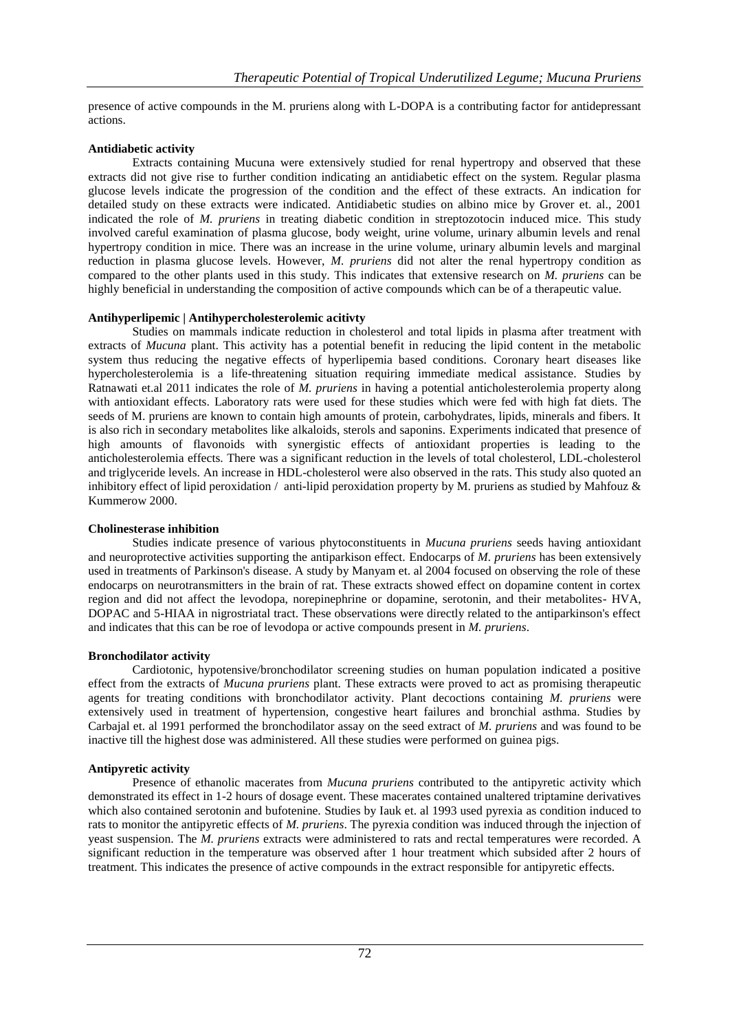presence of active compounds in the M. pruriens along with L-DOPA is a contributing factor for antidepressant actions.

**Antidiabetic activity**

Extracts containing Mucuna were extensively studied for renal hypertropy and observed that these extracts did not give rise to further condition indicating an antidiabetic effect on the system. Regular plasma glucose levels indicate the progression of the condition and the effect of these extracts. An indication for detailed study on these extracts were indicated. Antidiabetic studies on albino mice by Grover et. al., 2001 indicated the role of *M. pruriens* in treating diabetic condition in streptozotocin induced mice. This study involved careful examination of plasma glucose, body weight, urine volume, urinary albumin levels and renal hypertropy condition in mice. There was an increase in the urine volume, urinary albumin levels and marginal reduction in plasma glucose levels. However, *M. pruriens* did not alter the renal hypertropy condition as compared to the other plants used in this study. This indicates that extensive research on *M. pruriens* can be highly beneficial in understanding the composition of active compounds which can be of a therapeutic value.

**Antihyperlipemic | Antihypercholesterolemic acitivty**

Studies on mammals indicate reduction in cholesterol and total lipids in plasma after treatment with extracts of *Mucuna* plant. This activity has a potential benefit in reducing the lipid content in the metabolic system thus reducing the negative effects of hyperlipemia based conditions. Coronary heart diseases like hypercholesterolemia is a life-threatening situation requiring immediate medical assistance. Studies by Ratnawati et.al 2011 indicates the role of *M. pruriens* in having a potential anticholesterolemia property along with antioxidant effects. Laboratory rats were used for these studies which were fed with high fat diets. The seeds of M. pruriens are known to contain high amounts of protein, carbohydrates, lipids, minerals and fibers. It is also rich in secondary metabolites like alkaloids, sterols and saponins. Experiments indicated that presence of high amounts of flavonoids with synergistic effects of antioxidant properties is leading to the anticholesterolemia effects. There was a significant reduction in the levels of total cholesterol, LDL-cholesterol and triglyceride levels. An increase in HDL-cholesterol were also observed in the rats. This study also quoted an inhibitory effect of lipid peroxidation / anti-lipid peroxidation property by M. pruriens as studied by Mahfouz & Kummerow 2000.

**Cholinesterase inhibition**

Studies indicate presence of various phytoconstituents in *Mucuna pruriens* seeds having antioxidant and neuroprotective activities supporting the antiparkison effect. Endocarps of *M. pruriens* has been extensively used in treatments of Parkinson's disease. A study by Manyam et. al 2004 focused on observing the role of these endocarps on neurotransmitters in the brain of rat. These extracts showed effect on dopamine content in cortex region and did not affect the levodopa, norepinephrine or dopamine, serotonin, and their metabolites- HVA, DOPAC and 5-HIAA in nigrostriatal tract. These observations were directly related to the antiparkinson's effect and indicates that this can be roe of levodopa or active compounds present in *M. pruriens*.

**Bronchodilator activity**

Cardiotonic, hypotensive/bronchodilator screening studies on human population indicated a positive effect from the extracts of *Mucuna pruriens* plant. These extracts were proved to act as promising therapeutic agents for treating conditions with bronchodilator activity. Plant decoctions containing *M. pruriens* were extensively used in treatment of hypertension, congestive heart failures and bronchial asthma. Studies by Carbajal et. al 1991 performed the bronchodilator assay on the seed extract of *M. pruriens* and was found to be inactive till the highest dose was administered. All these studies were performed on guinea pigs.

**Antipyretic activity**

Presence of ethanolic macerates from *Mucuna pruriens* contributed to the antipyretic activity which demonstrated its effect in 1-2 hours of dosage event. These macerates contained unaltered triptamine derivatives which also contained serotonin and bufotenine. Studies by Iauk et. al 1993 used pyrexia as condition induced to rats to monitor the antipyretic effects of *M. pruriens*. The pyrexia condition was induced through the injection of yeast suspension. The *M. pruriens* extracts were administered to rats and rectal temperatures were recorded. A significant reduction in the temperature was observed after 1 hour treatment which subsided after 2 hours of treatment. This indicates the presence of active compounds in the extract responsible for antipyretic effects.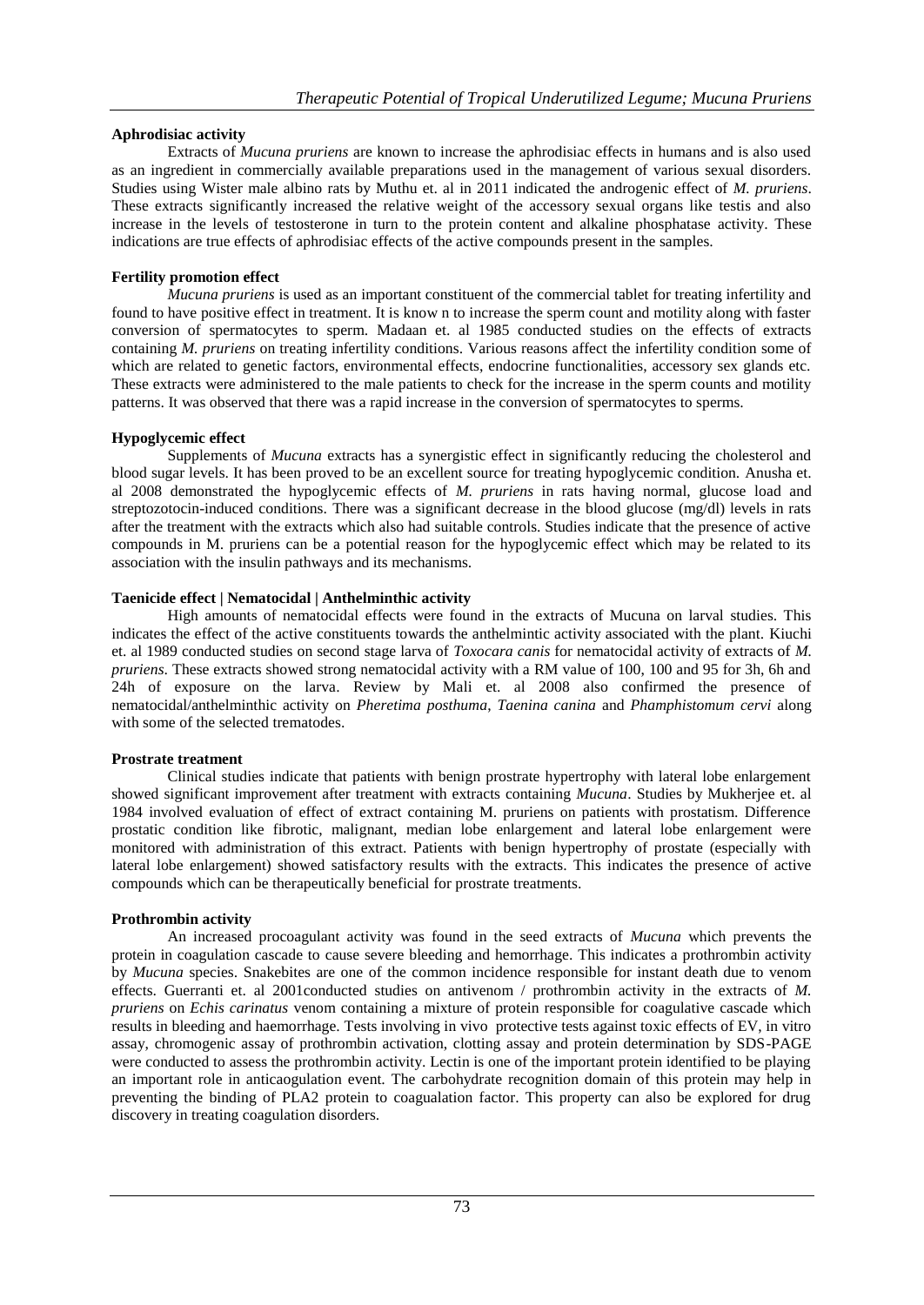**Aphrodisiac activity**

Extracts of *Mucuna pruriens* are known to increase the aphrodisiac effects in humans and is also used as an ingredient in commercially available preparations used in the management of various sexual disorders. Studies using Wister male albino rats by Muthu et. al in 2011 indicated the androgenic effect of *M. pruriens*. These extracts significantly increased the relative weight of the accessory sexual organs like testis and also increase in the levels of testosterone in turn to the protein content and alkaline phosphatase activity. These indications are true effects of aphrodisiac effects of the active compounds present in the samples.

**Fertility promotion effect**

*Mucuna pruriens* is used as an important constituent of the commercial tablet for treating infertility and found to have positive effect in treatment. It is know n to increase the sperm count and motility along with faster conversion of spermatocytes to sperm. Madaan et. al 1985 conducted studies on the effects of extracts containing *M. pruriens* on treating infertility conditions. Various reasons affect the infertility condition some of which are related to genetic factors, environmental effects, endocrine functionalities, accessory sex glands etc. These extracts were administered to the male patients to check for the increase in the sperm counts and motility patterns. It was observed that there was a rapid increase in the conversion of spermatocytes to sperms.

**Hypoglycemic effect**

Supplements of *Mucuna* extracts has a synergistic effect in significantly reducing the cholesterol and blood sugar levels. It has been proved to be an excellent source for treating hypoglycemic condition. Anusha et. al 2008 demonstrated the hypoglycemic effects of *M. pruriens* in rats having normal, glucose load and streptozotocin-induced conditions. There was a significant decrease in the blood glucose (mg/dl) levels in rats after the treatment with the extracts which also had suitable controls. Studies indicate that the presence of active compounds in M. pruriens can be a potential reason for the hypoglycemic effect which may be related to its association with the insulin pathways and its mechanisms.

**Taenicide effect | Nematocidal | Anthelminthic activity**

High amounts of nematocidal effects were found in the extracts of Mucuna on larval studies. This indicates the effect of the active constituents towards the anthelmintic activity associated with the plant. Kiuchi et. al 1989 conducted studies on second stage larva of *Toxocara canis* for nematocidal activity of extracts of *M. pruriens*. These extracts showed strong nematocidal activity with a RM value of 100, 100 and 95 for 3h, 6h and 24h of exposure on the larva. Review by Mali et. al 2008 also confirmed the presence of nematocidal/anthelminthic activity on *Pheretima posthuma*, *Taenina canina* and *Phamphistomum cervi* along with some of the selected trematodes.

**Prostrate treatment**

Clinical studies indicate that patients with benign prostrate hypertrophy with lateral lobe enlargement showed significant improvement after treatment with extracts containing *Mucuna*. Studies by Mukherjee et. al 1984 involved evaluation of effect of extract containing M. pruriens on patients with prostatism. Difference prostatic condition like fibrotic, malignant, median lobe enlargement and lateral lobe enlargement were monitored with administration of this extract. Patients with benign hypertrophy of prostate (especially with lateral lobe enlargement) showed satisfactory results with the extracts. This indicates the presence of active compounds which can be therapeutically beneficial for prostrate treatments.

**Prothrombin activity**

An increased procoagulant activity was found in the seed extracts of *Mucuna* which prevents the protein in coagulation cascade to cause severe bleeding and hemorrhage. This indicates a prothrombin activity by *Mucuna* species. Snakebites are one of the common incidence responsible for instant death due to venom effects. Guerranti et. al 2001conducted studies on antivenom / prothrombin activity in the extracts of *M. pruriens* on *Echis carinatus* venom containing a mixture of protein responsible for coagulative cascade which results in bleeding and haemorrhage. Tests involving in vivo protective tests against toxic effects of EV, in vitro assay, chromogenic assay of prothrombin activation, clotting assay and protein determination by SDS-PAGE were conducted to assess the prothrombin activity. Lectin is one of the important protein identified to be playing an important role in anticaogulation event. The carbohydrate recognition domain of this protein may help in preventing the binding of PLA2 protein to coagualation factor. This property can also be explored for drug discovery in treating coagulation disorders.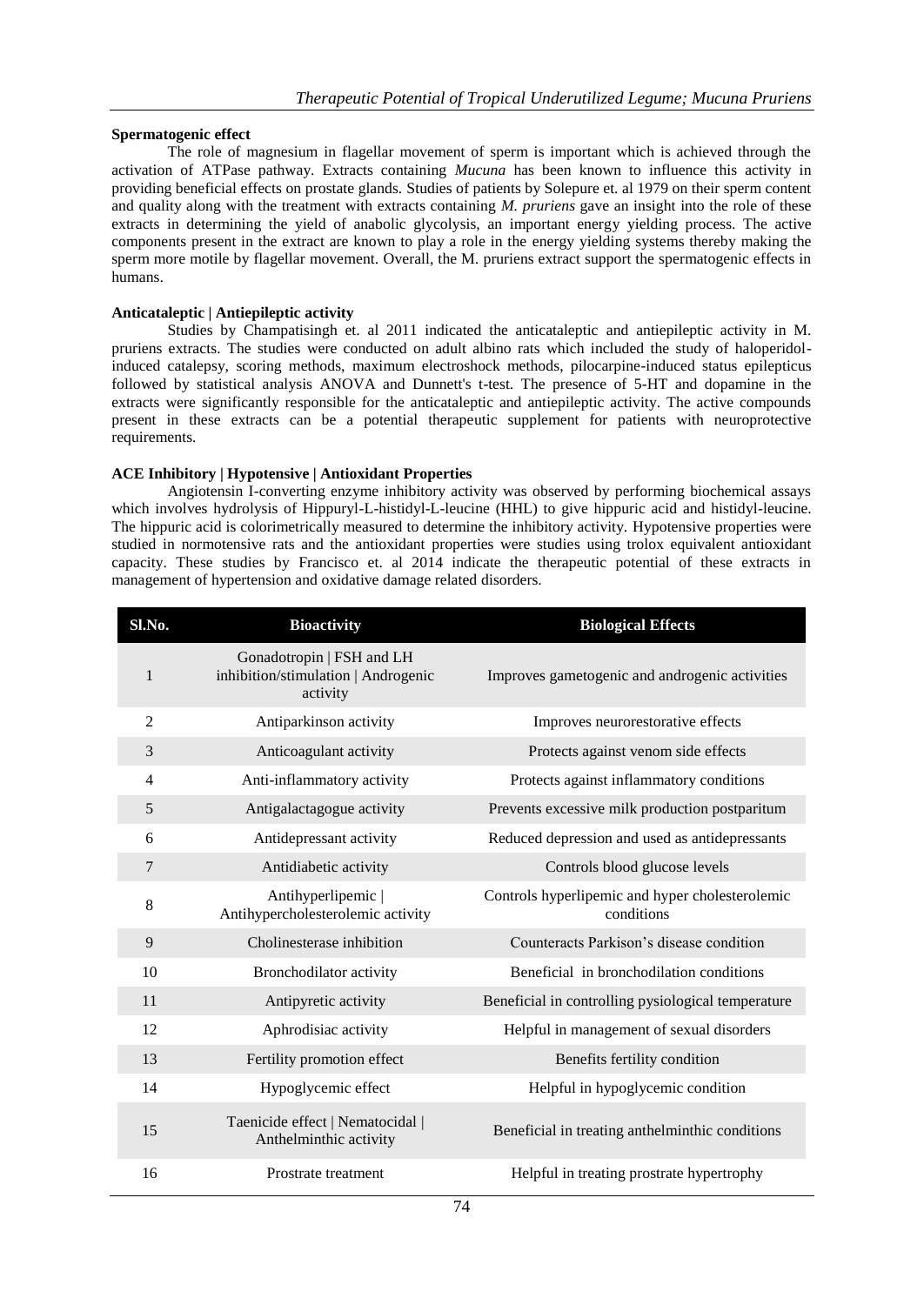**Spermatogenic effect**

The role of magnesium in flagellar movement of sperm is important which is achieved through the activation of ATPase pathway. Extracts containing *Mucuna* has been known to influence this activity in providing beneficial effects on prostate glands. Studies of patients by Solepure et. al 1979 on their sperm content and quality along with the treatment with extracts containing *M. pruriens* gave an insight into the role of these extracts in determining the yield of anabolic glycolysis, an important energy yielding process. The active components present in the extract are known to play a role in the energy yielding systems thereby making the sperm more motile by flagellar movement. Overall, the M. pruriens extract support the spermatogenic effects in humans.

**Anticataleptic | Antiepileptic activity**

Studies by Champatisingh et. al 2011 indicated the anticataleptic and antiepileptic activity in M. pruriens extracts. The studies were conducted on adult albino rats which included the study of haloperidol-induced catalepsy, scoring methods, maximum electroshock methods, pilocarpine-induced status epilepticus followed by statistical analysis ANOVA and Dunnett's t-test. The presence of 5-HT and dopamine in the extracts were significantly responsible for the anticataleptic and antiepileptic activity. The active compounds present in these extracts can be a potential therapeutic supplement for patients with neuroprotective requirements.

**ACE Inhibitory | Hypotensive | Antioxidant Properties**

Angiotensin I-converting enzyme inhibitory activity was observed by performing biochemical assays which involves hydrolysis of Hippuryl-L-histidyl-L-leucine (HHL) to give hippuric acid and histidyl-leucine. The hippuric acid is colorimetrically measured to determine the inhibitory activity. Hypotensive properties were studied in normotensive rats and the antioxidant properties were studies using trolox equivalent antioxidant capacity. These studies by Francisco et. al 2014 indicate the therapeutic potential of these extracts in management of hypertension and oxidative damage related disorders.

| Sl.No. | Bioactivity | Biological Effects |
|---|---|---|
| 1 | Gonadotropin \| FSH and LH inhibition/stimulation \| Androgenic activity | Improves gametogenic and androgenic activities |
| 2 | Antiparkinson activity | Improves neurorestorative effects |
| 3 | Anticoagulant activity | Protects against venom side effects |
| 4 | Anti-inflammatory activity | Protects against inflammatory conditions |
| 5 | Antigalactagogue activity | Prevents excessive milk production postparitum |
| 6 | Antidepressant activity | Reduced depression and used as antidepressants |
| 7 | Antidiabetic activity | Controls blood glucose levels |
| 8 | Antihyperlipemic \| Antihypercholesterolemic activity | Controls hyperlipemic and hyper cholesterolemic conditions |
| 9 | Cholinesterase inhibition | Counteracts Parkison's disease condition |
| 10 | Bronchodilator activity | Beneficial in bronchodilation conditions |
| 11 | Antipyretic activity | Beneficial in controlling pysiological temperature |
| 12 | Aphrodisiac activity | Helpful in management of sexual disorders |
| 13 | Fertility promotion effect | Benefits fertility condition |
| 14 | Hypoglycemic effect | Helpful in hypoglycemic condition |
| 15 | Taenicide effect \| Nematocidal \| Anthelminthic activity | Beneficial in treating anthelminthic conditions |
| 16 | Prostrate treatment | Helpful in treating prostrate hypertrophy |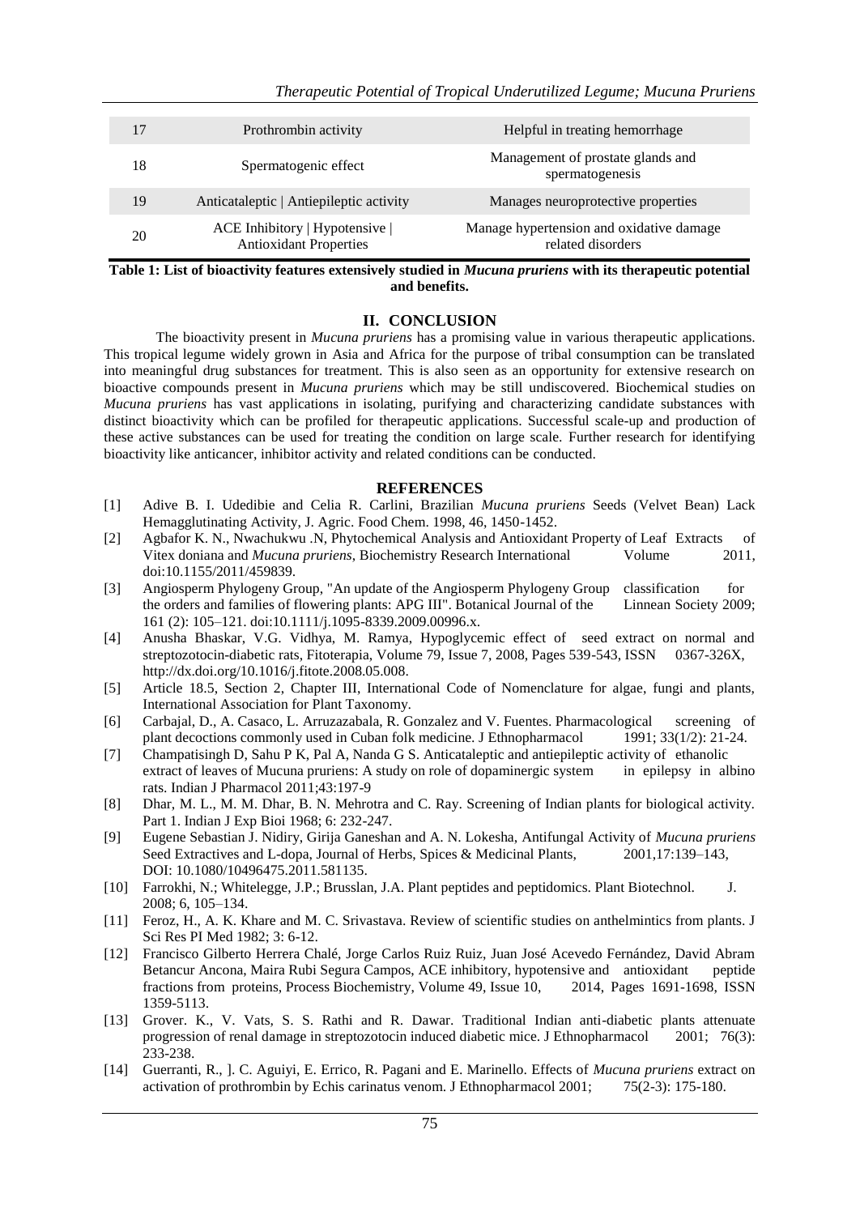| 17 | Prothrombin activity | Helpful in treating hemorrhage |
|---|---|---|
| 18 | Spermatogenic effect | Management of prostate glands and spermatogenesis |
| 19 | Anticataleptic \| Antiepileptic activity | Manages neuroprotective properties |
| 20 | ACE Inhibitory \| Hypotensive \| Antioxidant Properties | Manage hypertension and oxidative damage related disorders |

**Table 1: List of bioactivity features extensively studied in *Mucuna pruriens* with its therapeutic potential and benefits.**

## II. CONCLUSION

The bioactivity present in *Mucuna pruriens* has a promising value in various therapeutic applications. This tropical legume widely grown in Asia and Africa for the purpose of tribal consumption can be translated into meaningful drug substances for treatment. This is also seen as an opportunity for extensive research on bioactive compounds present in *Mucuna pruriens* which may be still undiscovered. Biochemical studies on *Mucuna pruriens* has vast applications in isolating, purifying and characterizing candidate substances with distinct bioactivity which can be profiled for therapeutic applications. Successful scale-up and production of these active substances can be used for treating the condition on large scale. Further research for identifying bioactivity like anticancer, inhibitor activity and related conditions can be conducted.

## REFERENCES

[1] Adive B. I. Udedibie and Celia R. Carlini, Brazilian *Mucuna pruriens* Seeds (Velvet Bean) Lack Hemagglutinating Activity, J. Agric. Food Chem. 1998, 46, 1450-1452.

[2] Agbafor K. N., Nwachukwu .N, Phytochemical Analysis and Antioxidant Property of Leaf Extracts of Vitex doniana and *Mucuna pruriens*, Biochemistry Research International Volume 2011, doi:10.1155/2011/459839.

[3] Angiosperm Phylogeny Group, "An update of the Angiosperm Phylogeny Group classification for the orders and families of flowering plants: APG III". Botanical Journal of the Linnean Society 2009; 161 (2): 105–121. doi:10.1111/j.1095-8339.2009.00996.x.

[4] Anusha Bhaskar, V.G. Vidhya, M. Ramya, Hypoglycemic effect of seed extract on normal and streptozotocin-diabetic rats, Fitoterapia, Volume 79, Issue 7, 2008, Pages 539-543, ISSN 0367-326X, http://dx.doi.org/10.1016/j.fitote.2008.05.008.

[5] Article 18.5, Section 2, Chapter III, International Code of Nomenclature for algae, fungi and plants, International Association for Plant Taxonomy.

[6] Carbajal, D., A. Casaco, L. Arruzazabala, R. Gonzalez and V. Fuentes. Pharmacological screening of plant decoctions commonly used in Cuban folk medicine. J Ethnopharmacol 1991; 33(1/2): 21-24.

[7] Champatisingh D, Sahu P K, Pal A, Nanda G S. Anticataleptic and antiepileptic activity of ethanolic extract of leaves of Mucuna pruriens: A study on role of dopaminergic system in epilepsy in albino rats. Indian J Pharmacol 2011;43:197-9

[8] Dhar, M. L., M. M. Dhar, B. N. Mehrotra and C. Ray. Screening of Indian plants for biological activity. Part 1. Indian J Exp Bioi 1968; 6: 232-247.

[9] Eugene Sebastian J. Nidiry, Girija Ganeshan and A. N. Lokesha, Antifungal Activity of *Mucuna pruriens* Seed Extractives and L-dopa, Journal of Herbs, Spices & Medicinal Plants, 2001,17:139–143, DOI: 10.1080/10496475.2011.581135.

[10] Farrokhi, N.; Whitelegge, J.P.; Brusslan, J.A. Plant peptides and peptidomics. Plant Biotechnol. J. 2008; 6, 105–134.

[11] Feroz, H., A. K. Khare and M. C. Srivastava. Review of scientific studies on anthelmintics from plants. J Sci Res PI Med 1982; 3: 6-12.

[12] Francisco Gilberto Herrera Chalé, Jorge Carlos Ruiz Ruiz, Juan José Acevedo Fernández, David Abram Betancur Ancona, Maira Rubi Segura Campos, ACE inhibitory, hypotensive and antioxidant peptide fractions from proteins, Process Biochemistry, Volume 49, Issue 10, 2014, Pages 1691-1698, ISSN 1359-5113.

[13] Grover. K., V. Vats, S. S. Rathi and R. Dawar. Traditional Indian anti-diabetic plants attenuate progression of renal damage in streptozotocin induced diabetic mice. J Ethnopharmacol 2001; 76(3): 233-238.

[14] Guerranti, R., ]. C. Aguiyi, E. Errico, R. Pagani and E. Marinello. Effects of *Mucuna pruriens* extract on activation of prothrombin by Echis carinatus venom. J Ethnopharmacol 2001; 75(2-3): 175-180.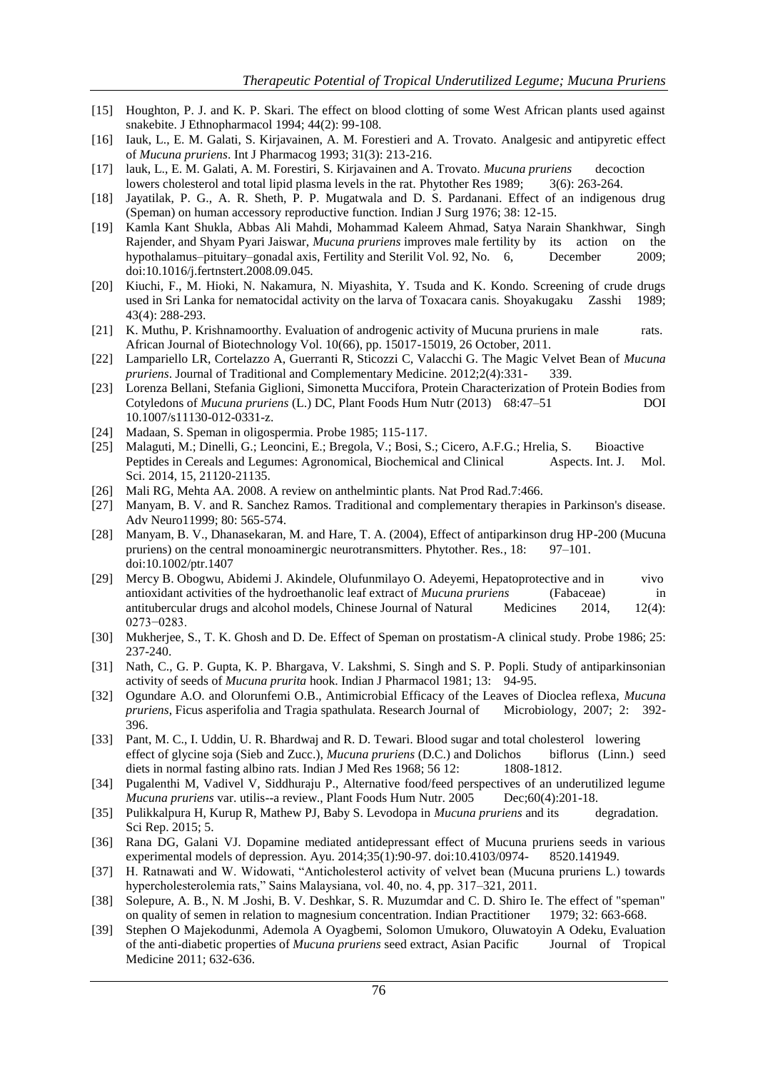[15] Houghton, P. J. and K. P. Skari. The effect on blood clotting of some West African plants used against snakebite. J Ethnopharmacol 1994; 44(2): 99-108.

[16] Iauk, L., E. M. Galati, S. Kirjavainen, A. M. Forestieri and A. Trovato. Analgesic and antipyretic effect of *Mucuna pruriens*. Int J Pharmacog 1993; 31(3): 213-216.

[17] lauk, L., E. M. Galati, A. M. Forestiri, S. Kirjavainen and A. Trovato. *Mucuna pruriens* decoction lowers cholesterol and total lipid plasma levels in the rat. Phytother Res 1989; 3(6): 263-264.

[18] Jayatilak, P. G., A. R. Sheth, P. P. Mugatwala and D. S. Pardanani. Effect of an indigenous drug (Speman) on human accessory reproductive function. Indian J Surg 1976; 38: 12-15.

[19] Kamla Kant Shukla, Abbas Ali Mahdi, Mohammad Kaleem Ahmad, Satya Narain Shankhwar, Singh Rajender, and Shyam Pyari Jaiswar, *Mucuna pruriens* improves male fertility by its action on the hypothalamus–pituitary–gonadal axis, Fertility and Sterilit Vol. 92, No. 6, December 2009; doi:10.1016/j.fertnstert.2008.09.045.

[20] Kiuchi, F., M. Hioki, N. Nakamura, N. Miyashita, Y. Tsuda and K. Kondo. Screening of crude drugs used in Sri Lanka for nematocidal activity on the larva of Toxacara canis. Shoyakugaku Zasshi 1989; 43(4): 288-293.

[21] K. Muthu, P. Krishnamoorthy. Evaluation of androgenic activity of Mucuna pruriens in male rats. African Journal of Biotechnology Vol. 10(66), pp. 15017-15019, 26 October, 2011.

[22] Lampariello LR, Cortelazzo A, Guerranti R, Sticozzi C, Valacchi G. The Magic Velvet Bean of *Mucuna pruriens*. Journal of Traditional and Complementary Medicine. 2012;2(4):331- 339.

[23] Lorenza Bellani, Stefania Giglioni, Simonetta Muccifora, Protein Characterization of Protein Bodies from Cotyledons of *Mucuna pruriens* (L.) DC, Plant Foods Hum Nutr (2013) 68:47–51 DOI 10.1007/s11130-012-0331-z.

[24] Madaan, S. Speman in oligospermia. Probe 1985; 115-117.

[25] Malaguti, M.; Dinelli, G.; Leoncini, E.; Bregola, V.; Bosi, S.; Cicero, A.F.G.; Hrelia, S. Bioactive Peptides in Cereals and Legumes: Agronomical, Biochemical and Clinical Aspects. Int. J. Mol. Sci. 2014, 15, 21120-21135.

[26] Mali RG, Mehta AA. 2008. A review on anthelmintic plants. Nat Prod Rad.7:466.

[27] Manyam, B. V. and R. Sanchez Ramos. Traditional and complementary therapies in Parkinson's disease. Adv Neuro11999; 80: 565-574.

[28] Manyam, B. V., Dhanasekaran, M. and Hare, T. A. (2004), Effect of antiparkinson drug HP-200 (Mucuna pruriens) on the central monoaminergic neurotransmitters. Phytother. Res., 18: 97–101. doi:10.1002/ptr.1407

[29] Mercy B. Obogwu, Abidemi J. Akindele, Olufunmilayo O. Adeyemi, Hepatoprotective and in vivo antioxidant activities of the hydroethanolic leaf extract of *Mucuna pruriens* (Fabaceae) in antitubercular drugs and alcohol models, Chinese Journal of Natural Medicines 2014, 12(4): 0273−0283.

[30] Mukherjee, S., T. K. Ghosh and D. De. Effect of Speman on prostatism-A clinical study. Probe 1986; 25: 237-240.

[31] Nath, C., G. P. Gupta, K. P. Bhargava, V. Lakshmi, S. Singh and S. P. Popli. Study of antiparkinsonian activity of seeds of *Mucuna prurita* hook. Indian J Pharmacol 1981; 13: 94-95.

[32] Ogundare A.O. and Olorunfemi O.B., Antimicrobial Efficacy of the Leaves of Dioclea reflexa, *Mucuna pruriens*, Ficus asperifolia and Tragia spathulata. Research Journal of Microbiology, 2007; 2: 392-396.

[33] Pant, M. C., I. Uddin, U. R. Bhardwaj and R. D. Tewari. Blood sugar and total cholesterol lowering effect of glycine soja (Sieb and Zucc.), *Mucuna pruriens* (D.C.) and Dolichos biflorus (Linn.) seed diets in normal fasting albino rats. Indian J Med Res 1968; 56 12: 1808-1812.

[34] Pugalenthi M, Vadivel V, Siddhuraju P., Alternative food/feed perspectives of an underutilized legume *Mucuna pruriens* var. utilis--a review., Plant Foods Hum Nutr. 2005 Dec;60(4):201-18.

[35] Pulikkalpura H, Kurup R, Mathew PJ, Baby S. Levodopa in *Mucuna pruriens* and its degradation. Sci Rep. 2015; 5.

[36] Rana DG, Galani VJ. Dopamine mediated antidepressant effect of Mucuna pruriens seeds in various experimental models of depression. Ayu. 2014;35(1):90-97. doi:10.4103/0974- 8520.141949.

[37] H. Ratnawati and W. Widowati, "Anticholesterol activity of velvet bean (Mucuna pruriens L.) towards hypercholesterolemia rats," Sains Malaysiana, vol. 40, no. 4, pp. 317–321, 2011.

[38] Solepure, A. B., N. M .Joshi, B. V. Deshkar, S. R. Muzumdar and C. D. Shiro Ie. The effect of "speman" on quality of semen in relation to magnesium concentration. Indian Practitioner 1979; 32: 663-668.

[39] Stephen O Majekodunmi, Ademola A Oyagbemi, Solomon Umukoro, Oluwatoyin A Odeku, Evaluation of the anti-diabetic properties of *Mucuna pruriens* seed extract, Asian Pacific Journal of Tropical Medicine 2011; 632-636.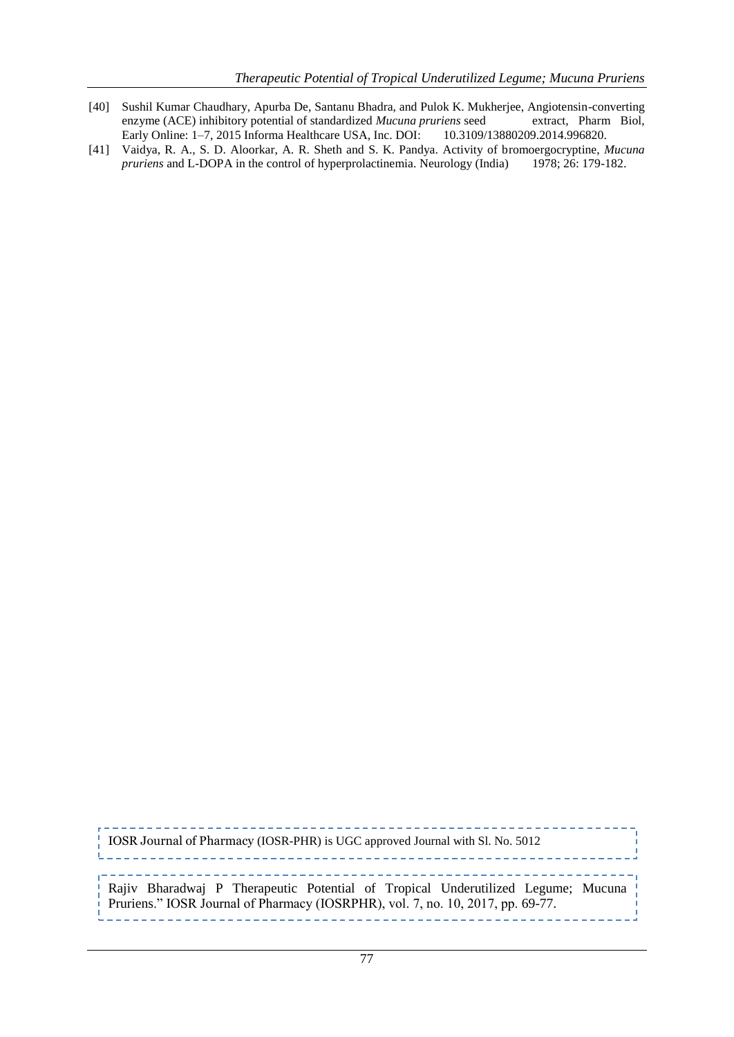[40] Sushil Kumar Chaudhary, Apurba De, Santanu Bhadra, and Pulok K. Mukherjee, Angiotensin-converting enzyme (ACE) inhibitory potential of standardized *Mucuna pruriens* seed extract, Pharm Biol, Early Online: 1–7, 2015 Informa Healthcare USA, Inc. DOI: 10.3109/13880209.2014.996820.

[41] Vaidya, R. A., S. D. Aloorkar, A. R. Sheth and S. K. Pandya. Activity of bromoergocryptine, *Mucuna pruriens* and L-DOPA in the control of hyperprolactinemia. Neurology (India) 1978; 26: 179-182.

IOSR Journal of Pharmacy (IOSR-PHR) is UGC approved Journal with Sl. No. 5012

Rajiv Bharadwaj P Therapeutic Potential of Tropical Underutilized Legume; Mucuna Pruriens." IOSR Journal of Pharmacy (IOSRPHR), vol. 7, no. 10, 2017, pp. 69-77.